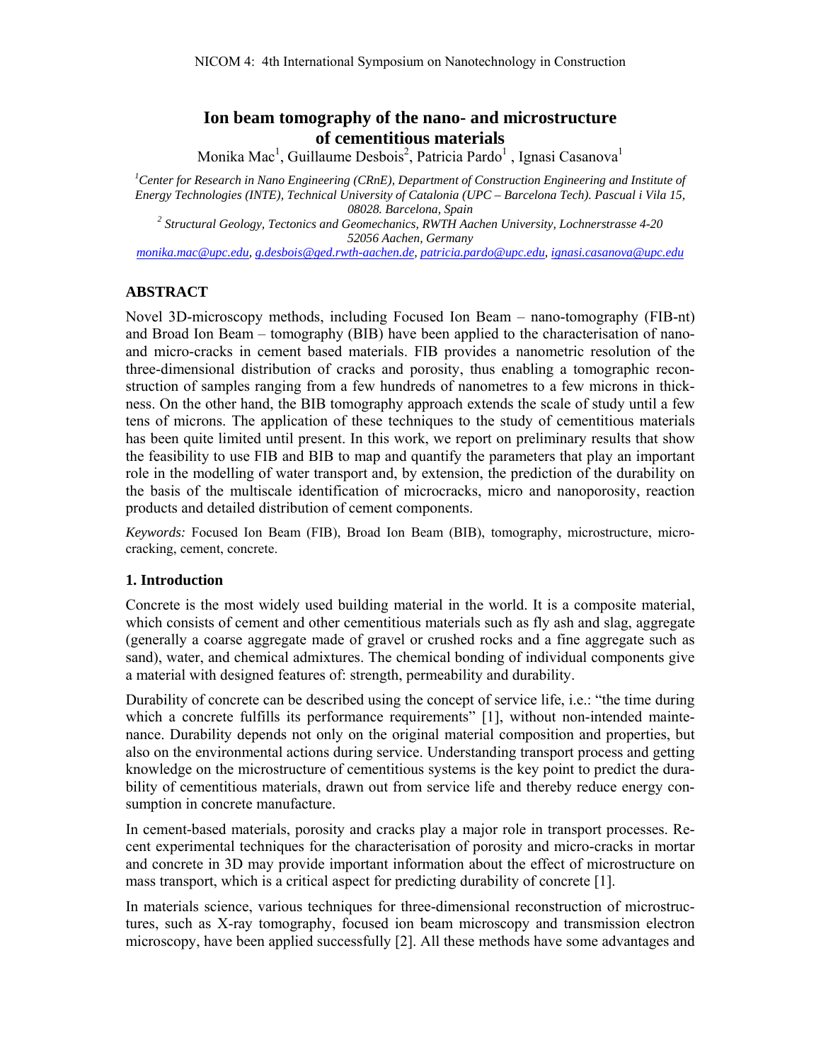# Ion beam tomography of the nano- and microstructure of cementitious materials

Monika Mac[1], Guillaume Desbois[2], Patricia Pardo[1] , Ignasi Casanova[1]

*[1]Center for Research in Nano Engineering (CRnE), Department of Construction Engineering and Institute of Energy Technologies (INTE), Technical University of Catalonia (UPC – Barcelona Tech). Pascual i Vila 15, 08028. Barcelona, Spain*

*[2] Structural Geology, Tectonics and Geomechanics, RWTH Aachen University, Lochnerstrasse 4-20 52056 Aachen, Germany*

monika.mac@upc.edu, g.desbois@ged.rwth-aachen.de, patricia.pardo@upc.edu, ignasi.casanova@upc.edu

## ABSTRACT

Novel 3D-microscopy methods, including Focused Ion Beam – nano-tomography (FIB-nt) and Broad Ion Beam – tomography (BIB) have been applied to the characterisation of nano- and micro-cracks in cement based materials. FIB provides a nanometric resolution of the three-dimensional distribution of cracks and porosity, thus enabling a tomographic reconstruction of samples ranging from a few hundreds of nanometres to a few microns in thickness. On the other hand, the BIB tomography approach extends the scale of study until a few tens of microns. The application of these techniques to the study of cementitious materials has been quite limited until present. In this work, we report on preliminary results that show the feasibility to use FIB and BIB to map and quantify the parameters that play an important role in the modelling of water transport and, by extension, the prediction of the durability on the basis of the multiscale identification of microcracks, micro and nanoporosity, reaction products and detailed distribution of cement components.

*Keywords:* Focused Ion Beam (FIB), Broad Ion Beam (BIB), tomography, microstructure, micro-cracking, cement, concrete.

## 1. Introduction

Concrete is the most widely used building material in the world. It is a composite material, which consists of cement and other cementitious materials such as fly ash and slag, aggregate (generally a coarse aggregate made of gravel or crushed rocks and a fine aggregate such as sand), water, and chemical admixtures. The chemical bonding of individual components give a material with designed features of: strength, permeability and durability.

Durability of concrete can be described using the concept of service life, i.e.: “the time during which a concrete fulfills its performance requirements” [1], without non-intended maintenance. Durability depends not only on the original material composition and properties, but also on the environmental actions during service. Understanding transport process and getting knowledge on the microstructure of cementitious systems is the key point to predict the durability of cementitious materials, drawn out from service life and thereby reduce energy consumption in concrete manufacture.

In cement-based materials, porosity and cracks play a major role in transport processes. Recent experimental techniques for the characterisation of porosity and micro-cracks in mortar and concrete in 3D may provide important information about the effect of microstructure on mass transport, which is a critical aspect for predicting durability of concrete [1].

In materials science, various techniques for three-dimensional reconstruction of microstructures, such as X-ray tomography, focused ion beam microscopy and transmission electron microscopy, have been applied successfully [2]. All these methods have some advantages and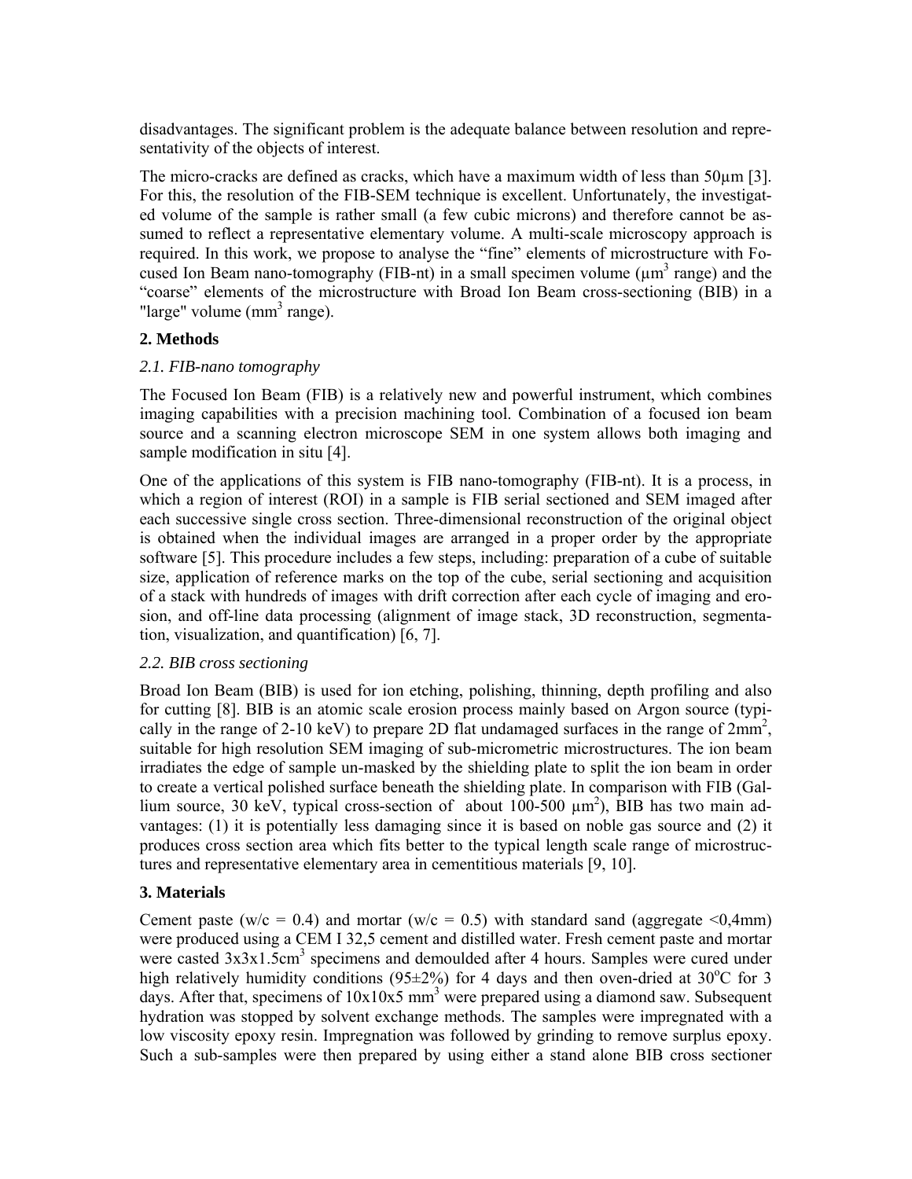disadvantages. The significant problem is the adequate balance between resolution and representativity of the objects of interest.

The micro-cracks are defined as cracks, which have a maximum width of less than 50μm [3]. For this, the resolution of the FIB-SEM technique is excellent. Unfortunately, the investigated volume of the sample is rather small (a few cubic microns) and therefore cannot be assumed to reflect a representative elementary volume. A multi-scale microscopy approach is required. In this work, we propose to analyse the "fine" elements of microstructure with Focused Ion Beam nano-tomography (FIB-nt) in a small specimen volume ($\mu m^3$ range) and the "coarse" elements of the microstructure with Broad Ion Beam cross-sectioning (BIB) in a "large" volume ($mm^3$ range).

## 2. Methods

### *2.1. FIB-nano tomography*

The Focused Ion Beam (FIB) is a relatively new and powerful instrument, which combines imaging capabilities with a precision machining tool. Combination of a focused ion beam source and a scanning electron microscope SEM in one system allows both imaging and sample modification in situ [4].

One of the applications of this system is FIB nano-tomography (FIB-nt). It is a process, in which a region of interest (ROI) in a sample is FIB serial sectioned and SEM imaged after each successive single cross section. Three-dimensional reconstruction of the original object is obtained when the individual images are arranged in a proper order by the appropriate software [5]. This procedure includes a few steps, including: preparation of a cube of suitable size, application of reference marks on the top of the cube, serial sectioning and acquisition of a stack with hundreds of images with drift correction after each cycle of imaging and erosion, and off-line data processing (alignment of image stack, 3D reconstruction, segmentation, visualization, and quantification) [6, 7].

### *2.2. BIB cross sectioning*

Broad Ion Beam (BIB) is used for ion etching, polishing, thinning, depth profiling and also for cutting [8]. BIB is an atomic scale erosion process mainly based on Argon source (typically in the range of 2-10 keV) to prepare 2D flat undamaged surfaces in the range of $2mm^2$, suitable for high resolution SEM imaging of sub-micrometric microstructures. The ion beam irradiates the edge of sample un-masked by the shielding plate to split the ion beam in order to create a vertical polished surface beneath the shielding plate. In comparison with FIB (Gallium source, 30 keV, typical cross-section of about 100-500 $\mu m^2$), BIB has two main advantages: (1) it is potentially less damaging since it is based on noble gas source and (2) it produces cross section area which fits better to the typical length scale range of microstructures and representative elementary area in cementitious materials [9, 10].

## 3. Materials

Cement paste (w/c = 0.4) and mortar (w/c = 0.5) with standard sand (aggregate <0,4mm) were produced using a CEM I 32,5 cement and distilled water. Fresh cement paste and mortar were casted $3x3x1.5cm^3$ specimens and demoulded after 4 hours. Samples were cured under high relatively humidity conditions (95±2%) for 4 days and then oven-dried at 30°C for 3 days. After that, specimens of $10x10x5\ mm^3$ were prepared using a diamond saw. Subsequent hydration was stopped by solvent exchange methods. The samples were impregnated with a low viscosity epoxy resin. Impregnation was followed by grinding to remove surplus epoxy. Such a sub-samples were then prepared by using either a stand alone BIB cross sectioner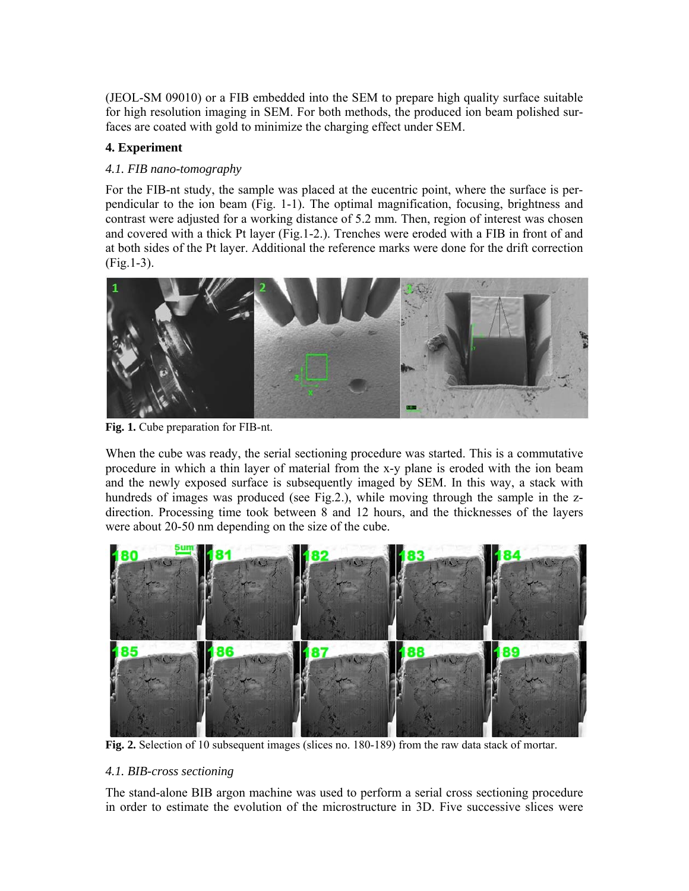(JEOL-SM 09010) or a FIB embedded into the SEM to prepare high quality surface suitable for high resolution imaging in SEM. For both methods, the produced ion beam polished surfaces are coated with gold to minimize the charging effect under SEM.

## 4. Experiment

### *4.1. FIB nano-tomography*

For the FIB-nt study, the sample was placed at the eucentric point, where the surface is perpendicular to the ion beam (Fig. 1-1). The optimal magnification, focusing, brightness and contrast were adjusted for a working distance of 5.2 mm. Then, region of interest was chosen and covered with a thick Pt layer (Fig.1-2.). Trenches were eroded with a FIB in front of and at both sides of the Pt layer. Additional the reference marks were done for the drift correction (Fig.1-3).

**Fig. 1.** Cube preparation for FIB-nt.

When the cube was ready, the serial sectioning procedure was started. This is a commutative procedure in which a thin layer of material from the x-y plane is eroded with the ion beam and the newly exposed surface is subsequently imaged by SEM. In this way, a stack with hundreds of images was produced (see Fig.2.), while moving through the sample in the z-direction. Processing time took between 8 and 12 hours, and the thicknesses of the layers were about 20-50 nm depending on the size of the cube.

**Fig. 2.** Selection of 10 subsequent images (slices no. 180-189) from the raw data stack of mortar.

### *4.1. BIB-cross sectioning*

The stand-alone BIB argon machine was used to perform a serial cross sectioning procedure in order to estimate the evolution of the microstructure in 3D. Five successive slices were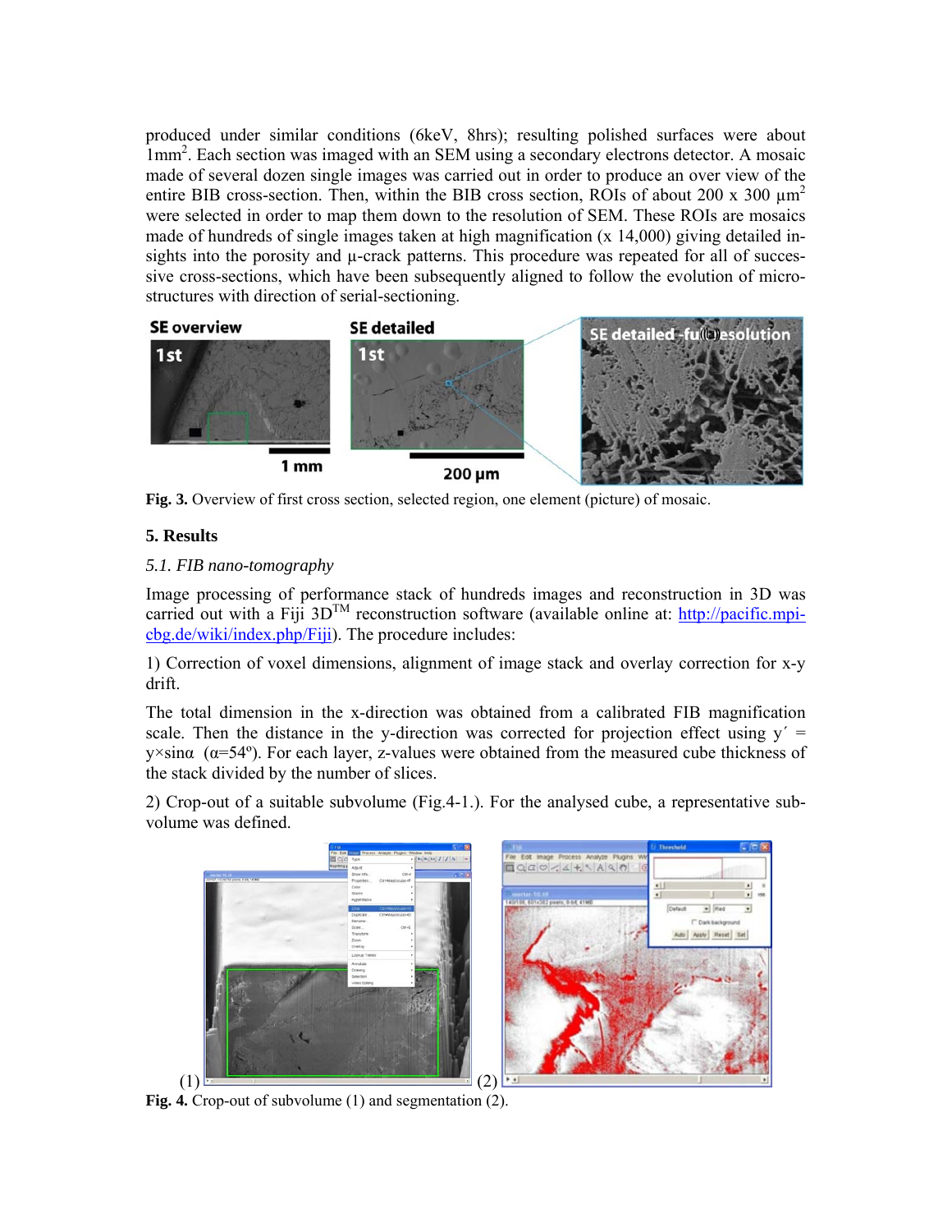produced under similar conditions (6keV, 8hrs); resulting polished surfaces were about 1mm$^2$. Each section was imaged with an SEM using a secondary electrons detector. A mosaic made of several dozen single images was carried out in order to produce an over view of the entire BIB cross-section. Then, within the BIB cross section, ROIs of about 200 x 300 µm$^2$ were selected in order to map them down to the resolution of SEM. These ROIs are mosaics made of hundreds of single images taken at high magnification (x 14,000) giving detailed insights into the porosity and µ-crack patterns. This procedure was repeated for all of successive cross-sections, which have been subsequently aligned to follow the evolution of microstructures with direction of serial-sectioning.

**Fig. 3.** Overview of first cross section, selected region, one element (picture) of mosaic.

## 5. Results

### *5.1. FIB nano-tomography*

Image processing of performance stack of hundreds images and reconstruction in 3D was carried out with a Fiji 3D™ reconstruction software (available online at: http://pacific.mpi-cbg.de/wiki/index.php/Fiji). The procedure includes:

1) Correction of voxel dimensions, alignment of image stack and overlay correction for x-y drift.

The total dimension in the x-direction was obtained from a calibrated FIB magnification scale. Then the distance in the y-direction was corrected for projection effect using $y' = y \times \sin\alpha$ ($\alpha = 54°$). For each layer, z-values were obtained from the measured cube thickness of the stack divided by the number of slices.

2) Crop-out of a suitable subvolume (Fig.4-1.). For the analysed cube, a representative subvolume was defined.

**Fig. 4.** Crop-out of subvolume (1) and segmentation (2).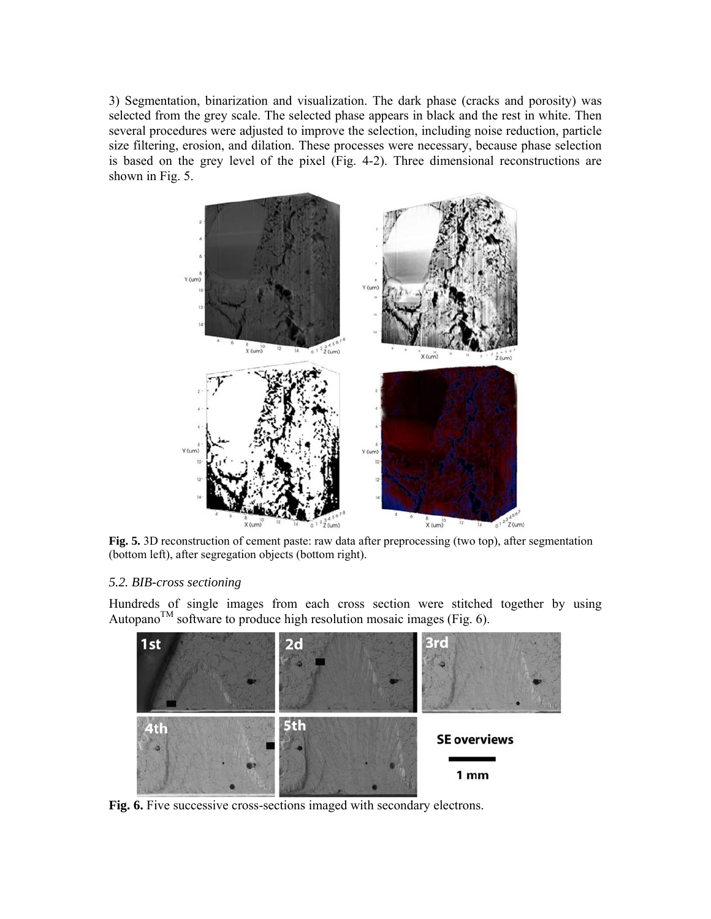3) Segmentation, binarization and visualization. The dark phase (cracks and porosity) was selected from the grey scale. The selected phase appears in black and the rest in white. Then several procedures were adjusted to improve the selection, including noise reduction, particle size filtering, erosion, and dilation. These processes were necessary, because phase selection is based on the grey level of the pixel (Fig. 4-2). Three dimensional reconstructions are shown in Fig. 5.

**Fig. 5.** 3D reconstruction of cement paste: raw data after preprocessing (two top), after segmentation (bottom left), after segregation objects (bottom right).

### *5.2. BIB-cross sectioning*

Hundreds of single images from each cross section were stitched together by using Autopano™ software to produce high resolution mosaic images (Fig. 6).

**Fig. 6.** Five successive cross-sections imaged with secondary electrons.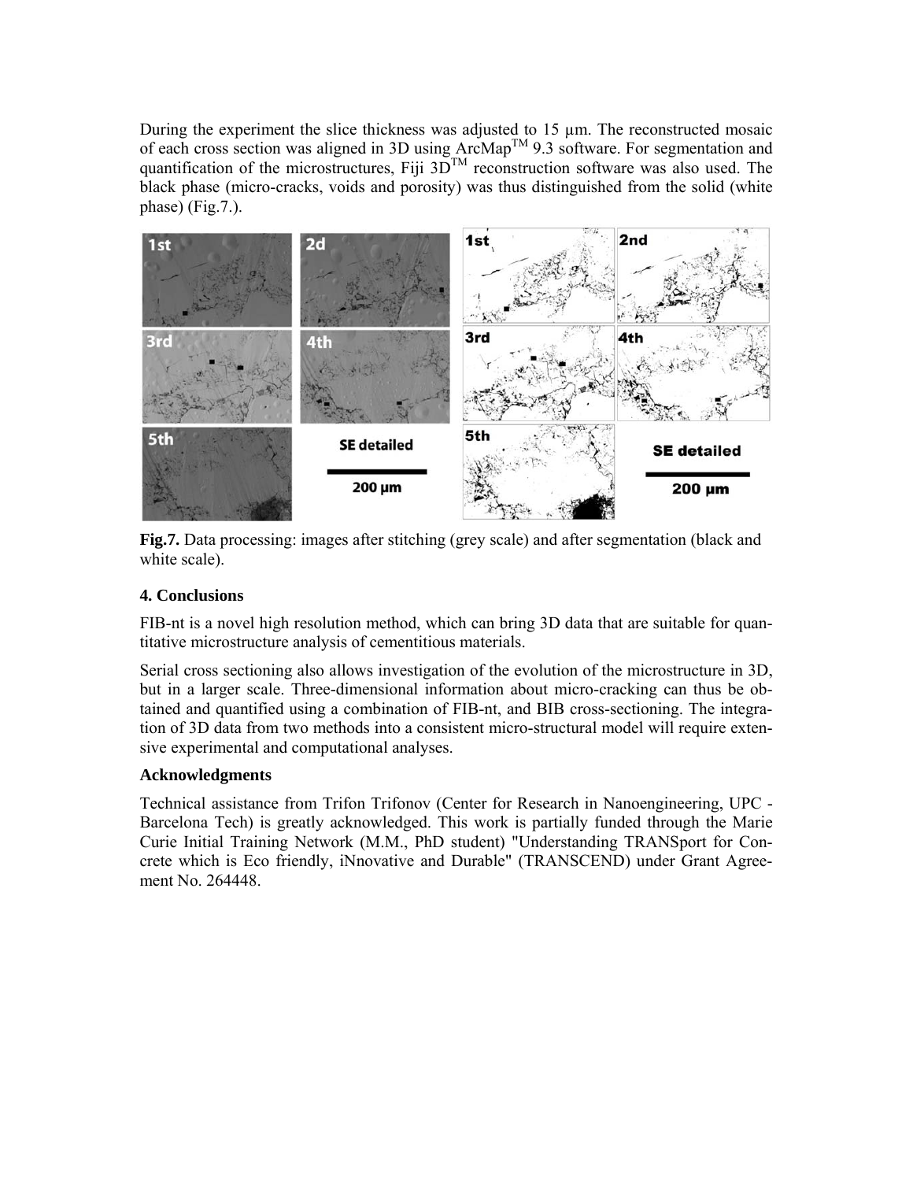During the experiment the slice thickness was adjusted to 15 µm. The reconstructed mosaic of each cross section was aligned in 3D using ArcMap™ 9.3 software. For segmentation and quantification of the microstructures, Fiji 3D™ reconstruction software was also used. The black phase (micro-cracks, voids and porosity) was thus distinguished from the solid (white phase) (Fig.7.).

**Fig.7.** Data processing: images after stitching (grey scale) and after segmentation (black and white scale).

## 4. Conclusions

FIB-nt is a novel high resolution method, which can bring 3D data that are suitable for quantitative microstructure analysis of cementitious materials.

Serial cross sectioning also allows investigation of the evolution of the microstructure in 3D, but in a larger scale. Three-dimensional information about micro-cracking can thus be obtained and quantified using a combination of FIB-nt, and BIB cross-sectioning. The integration of 3D data from two methods into a consistent micro-structural model will require extensive experimental and computational analyses.

### Acknowledgments

Technical assistance from Trifon Trifonov (Center for Research in Nanoengineering, UPC - Barcelona Tech) is greatly acknowledged. This work is partially funded through the Marie Curie Initial Training Network (M.M., PhD student) "Understanding TRANSport for Concrete which is Eco friendly, iNnovative and Durable" (TRANSCEND) under Grant Agreement No. 264448.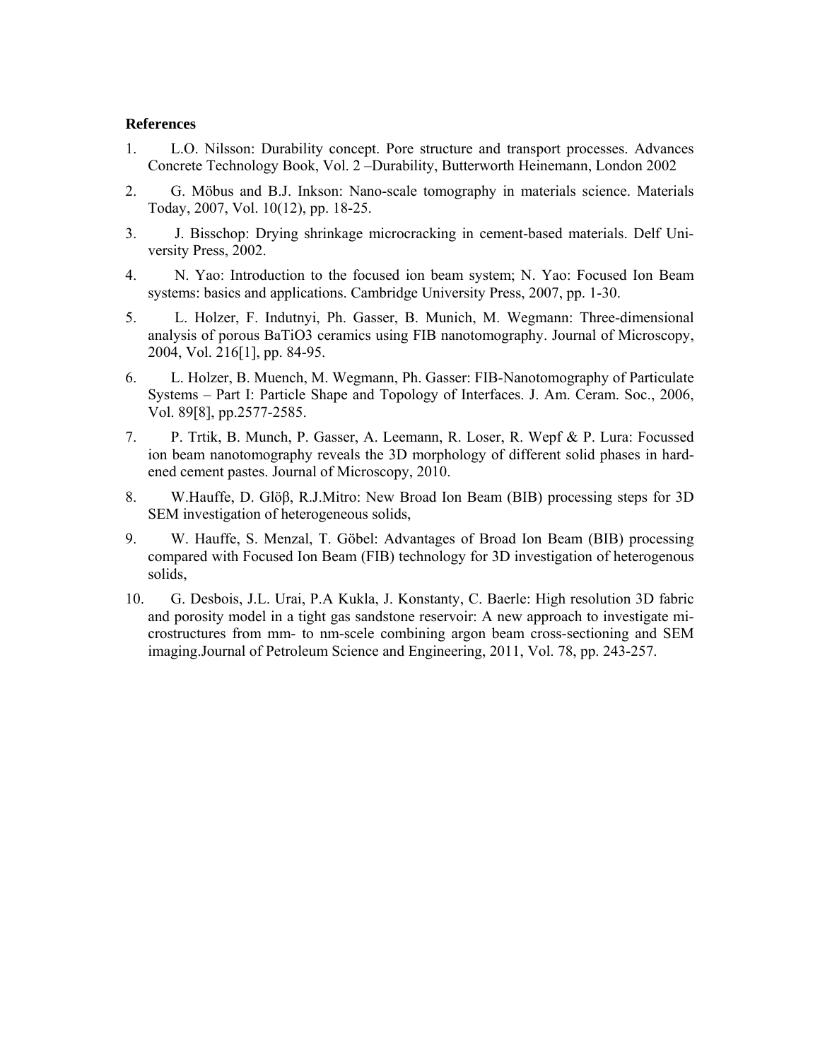**References**

1. L.O. Nilsson: Durability concept. Pore structure and transport processes. Advances Concrete Technology Book, Vol. 2 –Durability, Butterworth Heinemann, London 2002

2. G. Möbus and B.J. Inkson: Nano-scale tomography in materials science. Materials Today, 2007, Vol. 10(12), pp. 18-25.

3. J. Bisschop: Drying shrinkage microcracking in cement-based materials. Delf University Press, 2002.

4. N. Yao: Introduction to the focused ion beam system; N. Yao: Focused Ion Beam systems: basics and applications. Cambridge University Press, 2007, pp. 1-30.

5. L. Holzer, F. Indutnyi, Ph. Gasser, B. Munich, M. Wegmann: Three-dimensional analysis of porous $BaTiO_3$ ceramics using FIB nanotomography. Journal of Microscopy, 2004, Vol. 216[1], pp. 84-95.

6. L. Holzer, B. Muench, M. Wegmann, Ph. Gasser: FIB-Nanotomography of Particulate Systems – Part I: Particle Shape and Topology of Interfaces. J. Am. Ceram. Soc., 2006, Vol. 89[8], pp.2577-2585.

7. P. Trtik, B. Munch, P. Gasser, A. Leemann, R. Loser, R. Wepf & P. Lura: Focussed ion beam nanotomography reveals the 3D morphology of different solid phases in hardened cement pastes. Journal of Microscopy, 2010.

8. W.Hauffe, D. Glöβ, R.J.Mitro: New Broad Ion Beam (BIB) processing steps for 3D SEM investigation of heterogeneous solids,

9. W. Hauffe, S. Menzal, T. Göbel: Advantages of Broad Ion Beam (BIB) processing compared with Focused Ion Beam (FIB) technology for 3D investigation of heterogenous solids,

10. G. Desbois, J.L. Urai, P.A Kukla, J. Konstanty, C. Baerle: High resolution 3D fabric and porosity model in a tight gas sandstone reservoir: A new approach to investigate microstructures from mm- to nm-scele combining argon beam cross-sectioning and SEM imaging.Journal of Petroleum Science and Engineering, 2011, Vol. 78, pp. 243-257.